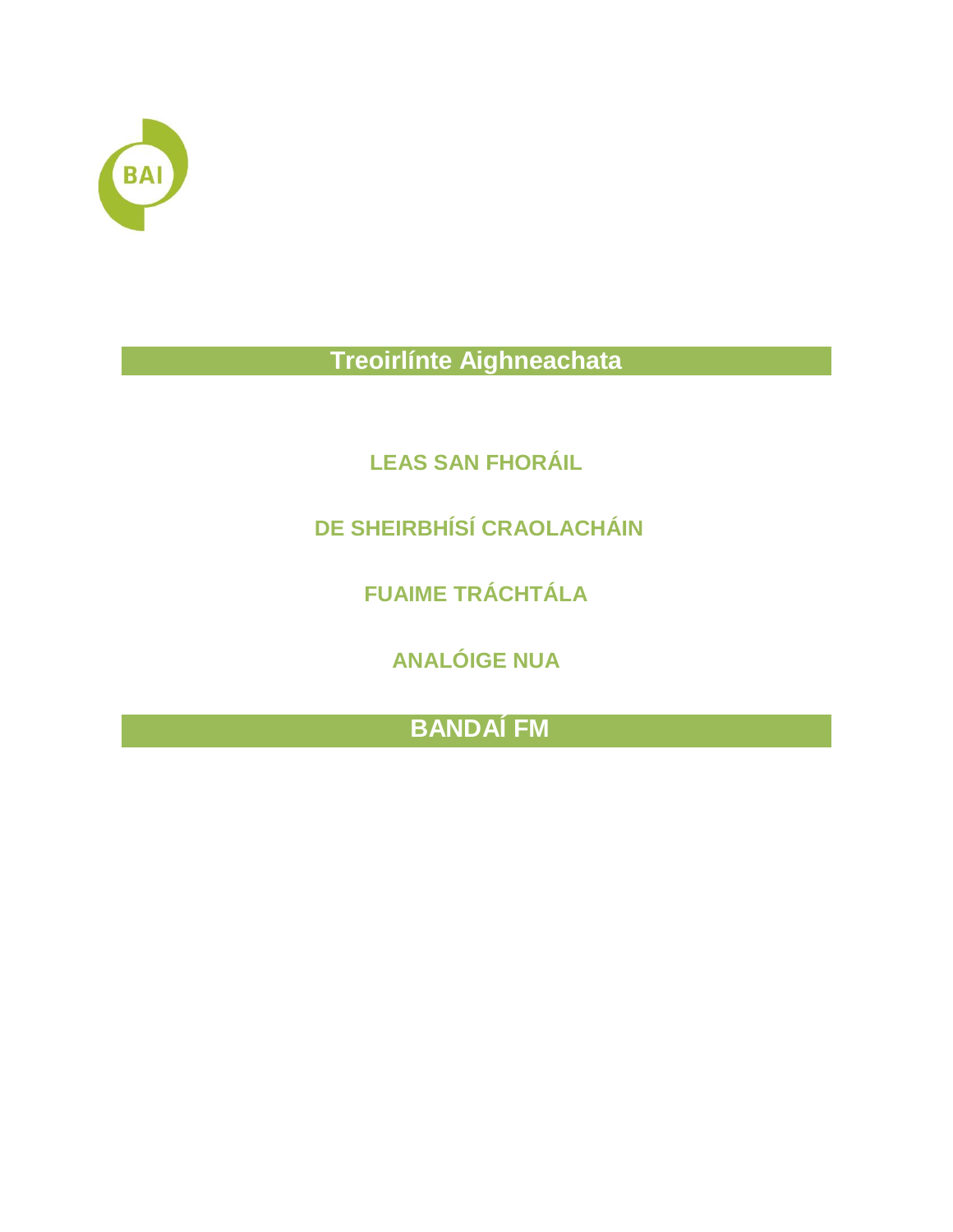BAI

# Treoirlínte Aighneachata

## LEAS SAN FHORÁIL

## DE SHEIRBHÍSÍ CRAOLACHÁIN

## FUAIME TRÁCHTÁLA

## ANALÓIGE NUA

# BANDAÍ FM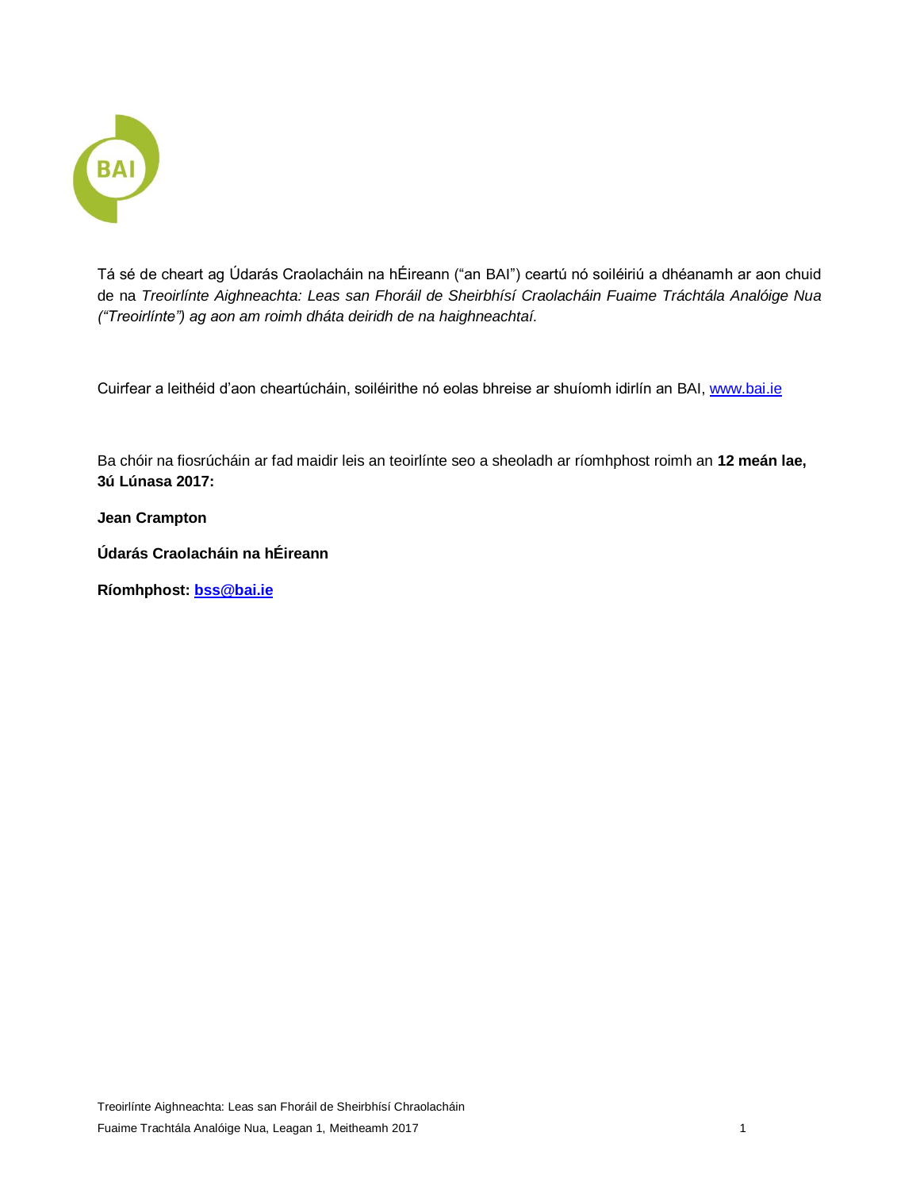Tá sé de cheart ag Údarás Craolacháin na hÉireann ("an BAI") ceartú nó soiléiriú a dhéanamh ar aon chuid de na *Treoirlínte Aighneachta: Leas san Fhoráil de Sheirbhísí Craolacháin Fuaime Tráchtála Analóige Nua ("Treoirlínte") ag aon am roimh dháta deiridh de na haighneachtaí.*

Cuirfear a leithéid d'aon cheartúcháin, soiléirithe nó eolas bhreise ar shuíomh idirlín an BAI, www.bai.ie

Ba chóir na fiosrúcháin ar fad maidir leis an teoirlínte seo a sheoladh ar ríomhphost roimh an **12 meán lae, 3ú Lúnasa 2017:**

**Jean Crampton**

**Údarás Craolacháin na hÉireann**

**Ríomhphost: bss@bai.ie**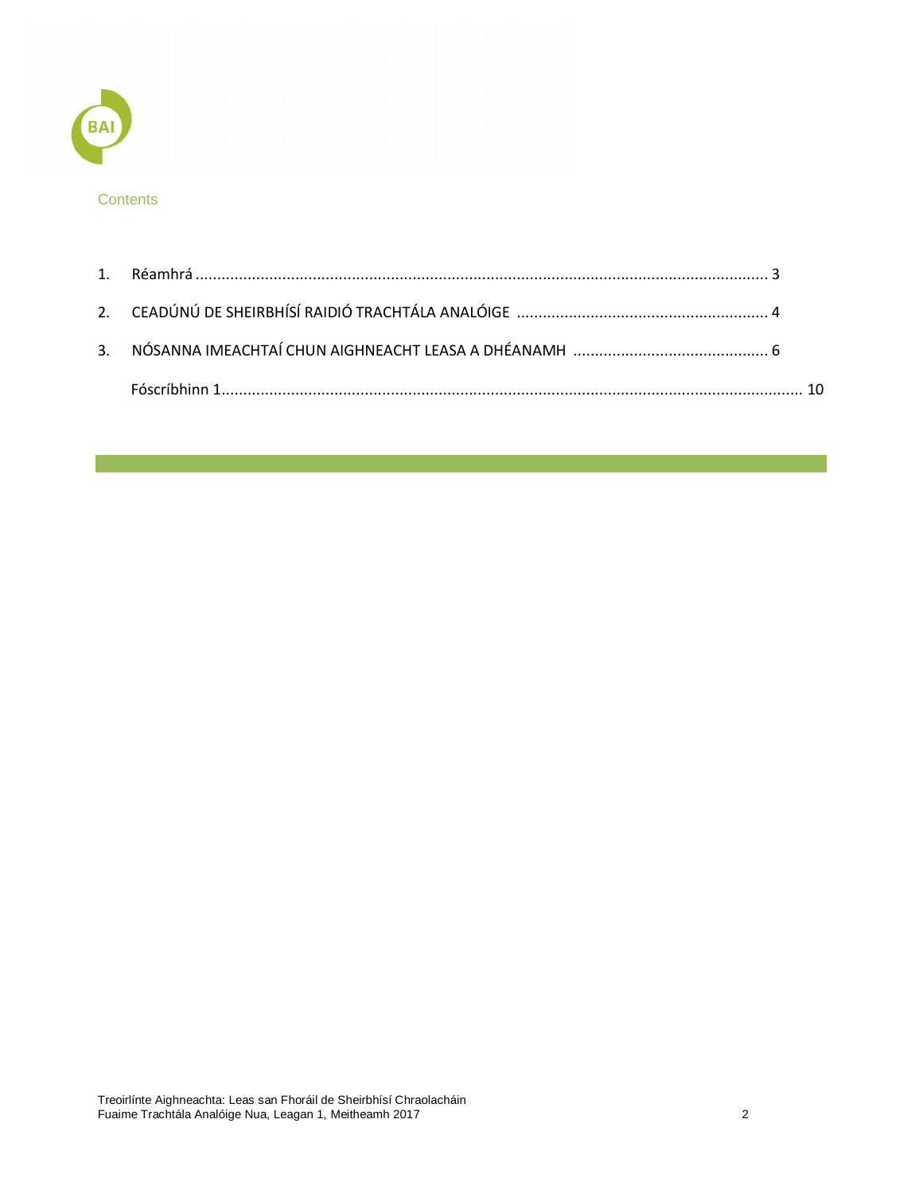## Contents

1. Réamhrá ................................................................................................................................... 3
2. CEADÚNÚ DE SHEIRBHÍSÍ RAIDIÓ TRACHTÁLA ANALÓIGE .......................................................... 4
3. NÓSANNA IMEACHTAÍ CHUN AIGHNEACHT LEASA A DHÉANAMH ............................................. 6

Fóscríbhinn 1..................................................................................................................................... 10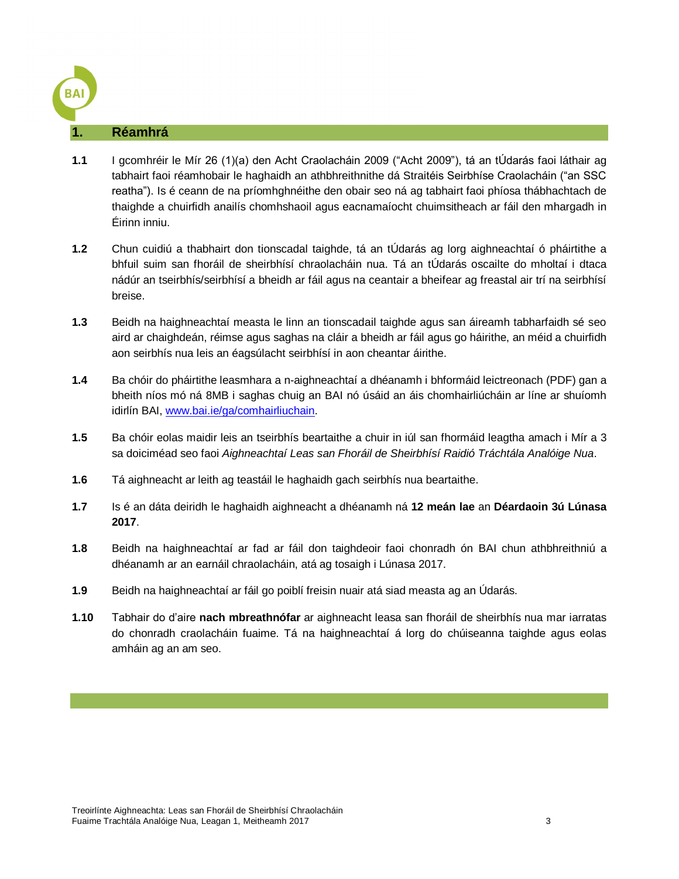## 1. Réamhrá

**1.1** I gcomhréir le Mír 26 (1)(a) den Acht Craolacháin 2009 ("Acht 2009"), tá an tÚdarás faoi láthair ag tabhairt faoi réamhobair le haghaidh an athbhreithnithe dá Straitéis Seirbhíse Craolacháin ("an SSC reatha"). Is é ceann de na príomhghnéithe den obair seo ná ag tabhairt faoi phíosa thábhachtach de thaighde a chuirfidh anailís chomhshaoil agus eacnamaíocht chuimsitheach ar fáil den mhargadh in Éirinn inniu.

**1.2** Chun cuidiú a thabhairt don tionscadal taighde, tá an tÚdarás ag lorg aighneachtaí ó pháirtithe a bhfuil suim san fhoráil de sheirbhísí chraolacháin nua. Tá an tÚdarás oscailte do mholtaí i dtaca nádúr an tseirbhís/seirbhísí a bheidh ar fáil agus na ceantair a bheifear ag freastal air trí na seirbhísí breise.

**1.3** Beidh na haighneachtaí measta le linn an tionscadail taighde agus san áireamh tabharfaidh sé seo aird ar chaighdeán, réimse agus saghas na cláir a bheidh ar fáil agus go háirithe, an méid a chuirfidh aon seirbhís nua leis an éagsúlacht seirbhísí in aon cheantar áirithe.

**1.4** Ba chóir do pháirtithe leasmhara a n-aighneachtaí a dhéanamh i bhformáid leictreonach (PDF) gan a bheith níos mó ná 8MB i saghas chuig an BAI nó úsáid an áis chomhairliúcháin ar líne ar shuíomh idirlín BAI, [www.bai.ie/ga/comhairliuchain](http://www.bai.ie/ga/comhairliuchain).

**1.5** Ba chóir eolas maidir leis an tseirbhís beartaithe a chuir in iúl san fhormáid leagtha amach i Mír a 3 sa doiciméad seo faoi *Aighneachtaí Leas san Fhoráil de Sheirbhísí Raidió Tráchtála Analóige Nua*.

**1.6** Tá aighneacht ar leith ag teastáil le haghaidh gach seirbhís nua beartaithe.

**1.7** Is é an dáta deiridh le haghaidh aighneacht a dhéanamh ná **12 meán lae** an **Déardaoin 3ú Lúnasa 2017**.

**1.8** Beidh na haighneachtaí ar fad ar fáil don taighdeoir faoi chonradh ón BAI chun athbhreithniú a dhéanamh ar an earnáil chraolacháin, atá ag tosaigh i Lúnasa 2017.

**1.9** Beidh na haighneachtaí ar fáil go poiblí freisin nuair atá siad measta ag an Údarás.

**1.10** Tabhair do d'aire **nach mbreathnófar** ar aighneacht leasa san fhoráil de sheirbhís nua mar iarratas do chonradh craolacháin fuaime. Tá na haighneachtaí á lorg do chúiseanna taighde agus eolas amháin ag an am seo.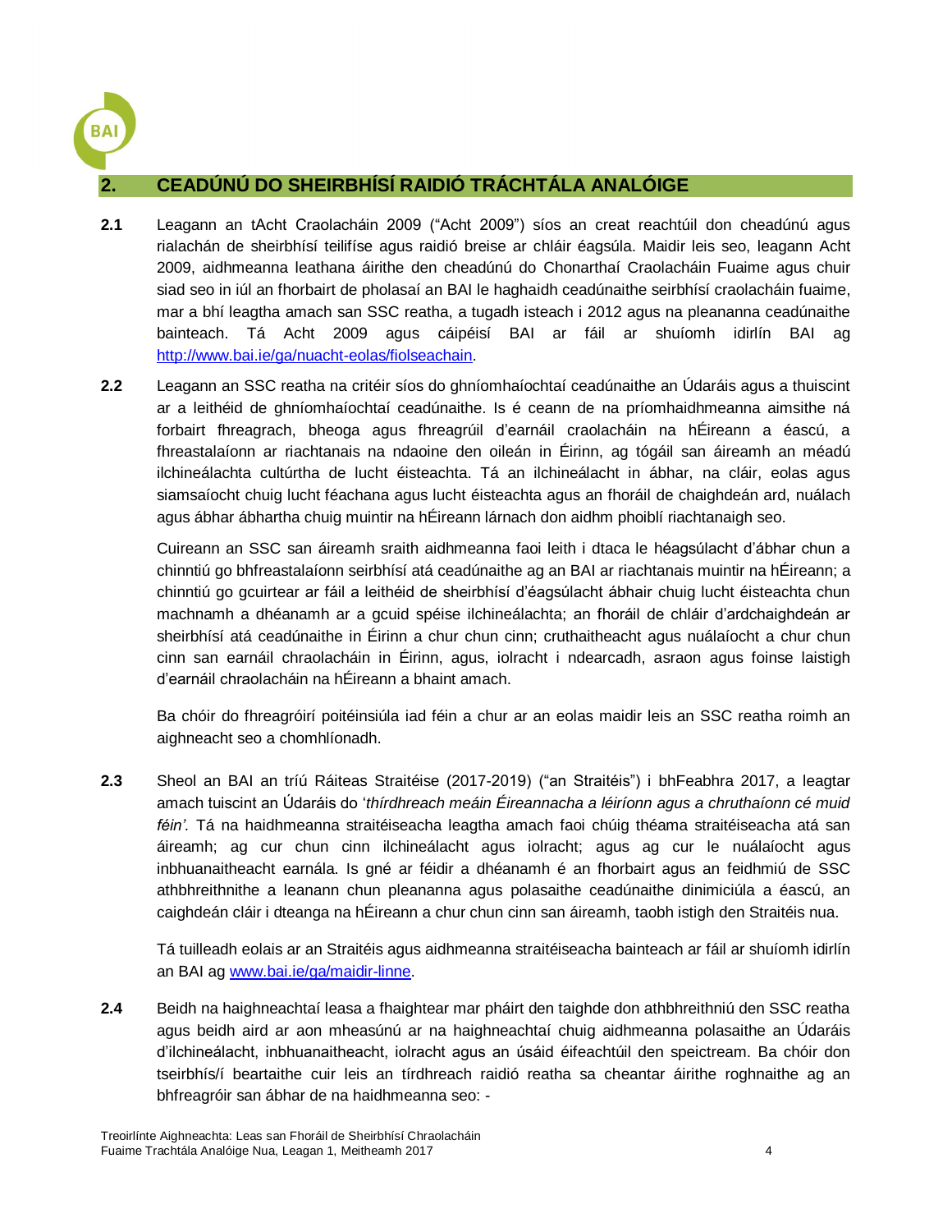## 2. CEADÚNÚ DO SHEIRBHÍSÍ RAIDIÓ TRÁCHTÁLA ANALÓIGE

**2.1** Leagann an tAcht Craolacháin 2009 ("Acht 2009") síos an creat reachtúil don cheadúnú agus rialachán de sheirbhísí teilifíse agus raidió breise ar chláir éagsúla. Maidir leis seo, leagann Acht 2009, aidhmeanna leathana áirithe den cheadúnú do Chonarthaí Craolacháin Fuaime agus chuir siad seo in iúl an fhorbairt de pholasaí an BAI le haghaidh ceadúnaithe seirbhísí craolacháin fuaime, mar a bhí leagtha amach san SSC reatha, a tugadh isteach i 2012 agus na pleananna ceadúnaithe bainteach. Tá Acht 2009 agus cáipéisí BAI ar fáil ar shuíomh idirlín BAI ag http://www.bai.ie/ga/nuacht-eolas/fiolseachain.

**2.2** Leagann an SSC reatha na critéir síos do ghníomhaíochtaí ceadúnaithe an Údaráis agus a thuiscint ar a leithéid de ghníomhaíochtaí ceadúnaithe. Is é ceann de na príomhaidhmeanna aimsithe ná forbairt fhreagrach, bheoga agus fhreagrúil d'earnáil craolacháin na hÉireann a éascú, a fhreastalaíonn ar riachtanais na ndaoine den oileán in Éirinn, ag tógáil san áireamh an méadú ilchineálachta cultúrtha de lucht éisteachta. Tá an ilchineálacht in ábhar, na cláir, eolas agus siamsaíocht chuig lucht féachana agus lucht éisteachta agus an fhoráil de chaighdeán ard, nuálach agus ábhar ábhartha chuig muintir na hÉireann lárnach don aidhm phoiblí riachtanaigh seo.

Cuireann an SSC san áireamh sraith aidhmeanna faoi leith i dtaca le héagsúlacht d'ábhar chun a chinntiú go bhfreastalaíonn seirbhísí atá ceadúnaithe ag an BAI ar riachtanais muintir na hÉireann; a chinntiú go gcuirtear ar fáil a leithéid de sheirbhísí d'éagsúlacht ábhair chuig lucht éisteachta chun machnamh a dhéanamh ar a gcuid spéise ilchineálachta; an fhoráil de chláir d'ardchaighdeán ar sheirbhísí atá ceadúnaithe in Éirinn a chur chun cinn; cruthaitheacht agus nuálaíocht a chur chun cinn san earnáil chraolacháin in Éirinn, agus, iolracht i ndearcadh, asraon agus foinse laistigh d'earnáil chraolacháin na hÉireann a bhaint amach.

Ba chóir do fhreagróirí poitéinsiúla iad féin a chur ar an eolas maidir leis an SSC reatha roimh an aighneacht seo a chomhlíonadh.

**2.3** Sheol an BAI an tríú Ráiteas Straitéise (2017-2019) ("an Straitéis") i bhFeabhra 2017, a leagtar amach tuiscint an Údaráis do '*thírdhreach meáin Éireannacha a léiríonn agus a chruthaíonn cé muid féin'*. Tá na haidhmeanna straitéiseacha leagtha amach faoi chúig théama straitéiseacha atá san áireamh; ag cur chun cinn ilchineálacht agus iolracht; agus ag cur le nuálaíocht agus inbhuanaitheacht earnála. Is gné ar féidir a dhéanamh é an fhorbairt agus an feidhmiú de SSC athbhreithnithe a leanann chun pleananna agus polasaithe ceadúnaithe dinimiciúla a éascú, an caighdeán cláir i dteanga na hÉireann a chur chun cinn san áireamh, taobh istigh den Straitéis nua.

Tá tuilleadh eolais ar an Straitéis agus aidhmeanna straitéiseacha bainteach ar fáil ar shuíomh idirlín an BAI ag www.bai.ie/ga/maidir-linne.

**2.4** Beidh na haighneachtaí leasa a fhaightear mar pháirt den taighde don athbhreithniú den SSC reatha agus beidh aird ar aon mheasúnú ar na haighneachtaí chuig aidhmeanna polasaithe an Údaráis d'ilchineálacht, inbhuanaitheacht, iolracht agus an úsáid éifeachtúil den speictream. Ba chóir don tseirbhís/í beartaithe cuir leis an tírdhreach raidió reatha sa cheantar áirithe roghnaithe ag an bhfreagróir san ábhar de na haidhmeanna seo: -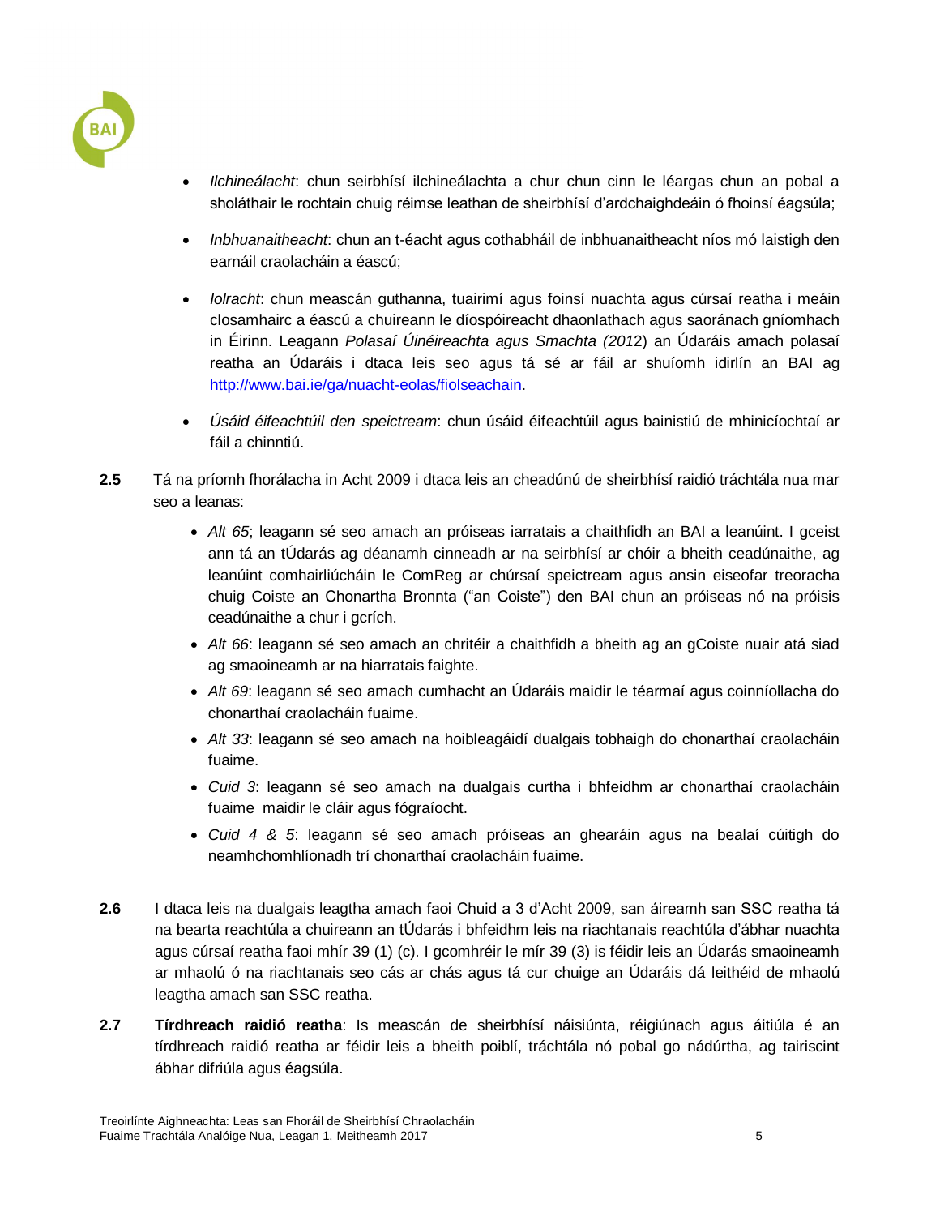- *Ilchineálacht*: chun seirbhísí ilchineálachta a chur chun cinn le léargas chun an pobal a sholáthair le rochtain chuig réimse leathan de sheirbhísí d'ardchaighdeáin ó fhoinsí éagsúla;

- *Inbhuanaitheacht*: chun an t-éacht agus cothabháil de inbhuanaitheacht níos mó laistigh den earnáil craolacháin a éascú;

- *Iolracht*: chun meascán guthanna, tuairimí agus foinsí nuachta agus cúrsaí reatha i meáin closamhairc a éascú a chuireann le díospóireacht dhaonlathach agus saoránach gníomhach in Éirinn. Leagann *Polasaí Úinéireachta agus Smachta (2012*) an Údaráis amach polasaí reatha an Údaráis i dtaca leis seo agus tá sé ar fáil ar shuíomh idirlín an BAI ag http://www.bai.ie/ga/nuacht-eolas/fiolseachain.

- *Úsáid éifeachtúil den speictream*: chun úsáid éifeachtúil agus bainistiú de mhinicíochtaí ar fáil a chinntiú.

**2.5** Tá na príomh fhorálacha in Acht 2009 i dtaca leis an cheadúnú de sheirbhísí raidió tráchtála nua mar seo a leanas:

- *Alt 65*; leagann sé seo amach an próiseas iarratais a chaithfidh an BAI a leanúint. I gceist ann tá an tÚdarás ag déanamh cinneadh ar na seirbhísí ar chóir a bheith ceadúnaithe, ag leanúint comhairliúcháin le ComReg ar chúrsaí speictream agus ansin eiseofar treoracha chuig Coiste an Chonartha Bronnta ("an Coiste") den BAI chun an próiseas nó na próisis ceadúnaithe a chur i gcrích.
- *Alt 66*: leagann sé seo amach an chritéir a chaithfidh a bheith ag an gCoiste nuair atá siad ag smaoineamh ar na hiarratais faighte.
- *Alt 69*: leagann sé seo amach cumhacht an Údaráis maidir le téarmaí agus coinníollacha do chonarthaí craolacháin fuaime.
- *Alt 33*: leagann sé seo amach na hoibleagáidí dualgais tobhaigh do chonarthaí craolacháin fuaime.
- *Cuid 3*: leagann sé seo amach na dualgais curtha i bhfeidhm ar chonarthaí craolacháin fuaime maidir le cláir agus fógraíocht.
- *Cuid 4 & 5*: leagann sé seo amach próiseas an ghearáin agus na bealaí cúitigh do neamhchomhlíonadh trí chonarthaí craolacháin fuaime.

**2.6** I dtaca leis na dualgais leagtha amach faoi Chuid a 3 d'Acht 2009, san áireamh san SSC reatha tá na bearta reachtúla a chuireann an tÚdarás i bhfeidhm leis na riachtanais reachtúla d'ábhar nuachta agus cúrsaí reatha faoi mhír 39 (1) (c). I gcomhréir le mír 39 (3) is féidir leis an Údarás smaoineamh ar mhaolú ó na riachtanais seo cás ar chás agus tá cur chuige an Údaráis dá leithéid de mhaolú leagtha amach san SSC reatha.

**2.7** **Tírdhreach raidió reatha**: Is meascán de sheirbhísí náisiúnta, réigiúnach agus áitiúla é an tírdhreach raidió reatha ar féidir leis a bheith poiblí, tráchtála nó pobal go nádúrtha, ag tairiscint ábhar difriúla agus éagsúla.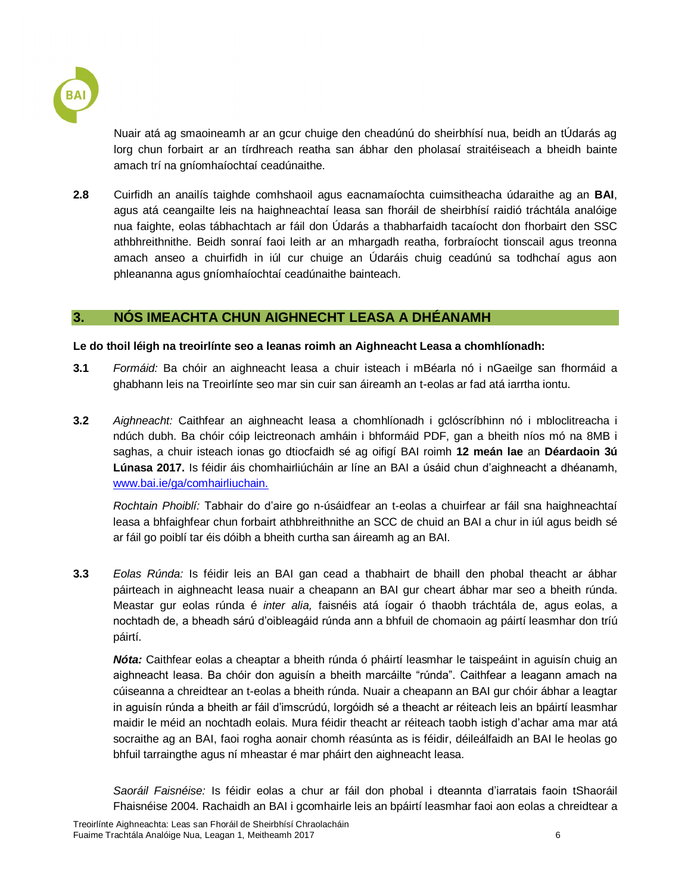Nuair atá ag smaoineamh ar an gcur chuige den cheadúnú do sheirbhísí nua, beidh an tÚdarás ag lorg chun forbairt ar an tírdhreach reatha san ábhar den pholasaí straitéiseach a bheidh bainte amach trí na gníomhaíochtaí ceadúnaithe.

**2.8** Cuirfidh an anailís taighde comhshaoil agus eacnamaíochta cuimsitheacha údaraithe ag an **BAI**, agus atá ceangailte leis na haighneachtaí leasa san fhoráil de sheirbhísí raidió tráchtála analóige nua faighte, eolas tábhachtach ar fáil don Údarás a thabharfaidh tacaíocht don fhorbairt den SSC athbhreithnithe. Beidh sonraí faoi leith ar an mhargadh reatha, forbraíocht tionscail agus treonna amach anseo a chuirfidh in iúl cur chuige an Údaráis chuig ceadúnú sa todhchaí agus aon phleananna agus gníomhaíochtaí ceadúnaithe bainteach.

## 3. NÓS IMEACHTA CHUN AIGHNECHT LEASA A DHÉANAMH

**Le do thoil léigh na treoirlínte seo a leanas roimh an Aighneacht Leasa a chomhlíonadh:**

**3.1** *Formáid:* Ba chóir an aighneacht leasa a chuir isteach i mBéarla nó i nGaeilge san fhormáid a ghabhann leis na Treoirlínte seo mar sin cuir san áireamh an t-eolas ar fad atá iarrtha iontu.

**3.2** *Aighneacht:* Caithfear an aighneacht leasa a chomhlíonadh i gclóscríbhinn nó i mbloclitreacha i ndúch dubh. Ba chóir cóip leictreonach amháin i bhformáid PDF, gan a bheith níos mó na 8MB i saghas, a chuir isteach ionas go dtiocfaidh sé ag oifigí BAI roimh **12 meán lae** an **Déardaoin 3ú Lúnasa 2017.** Is féidir áis chomhairliúcháin ar líne an BAI a úsáid chun d'aighneacht a dhéanamh, www.bai.ie/ga/comhairliuchain.

*Rochtain Phoiblí:* Tabhair do d'aire go n-úsáidfear an t-eolas a chuirfear ar fáil sna haighneachtaí leasa a bhfaighfear chun forbairt athbhreithnithe an SCC de chuid an BAI a chur in iúl agus beidh sé ar fáil go poiblí tar éis dóibh a bheith curtha san áireamh ag an BAI.

**3.3** *Eolas Rúnda:* Is féidir leis an BAI gan cead a thabhairt de bhaill den phobal theacht ar ábhar páirteach in aighneacht leasa nuair a cheapann an BAI gur cheart ábhar mar seo a bheith rúnda. Meastar gur eolas rúnda é *inter alia,* faisnéis atá íogair ó thaobh tráchtála de, agus eolas, a nochtadh de, a bheadh sárú d'oibleagáid rúnda ann a bhfuil de chomaoin ag páirtí leasmhar don tríú páirtí.

***Nóta:*** Caithfear eolas a cheaptar a bheith rúnda ó pháirtí leasmhar le taispeáint in aguisín chuig an aighneacht leasa. Ba chóir don aguisín a bheith marcáilte "rúnda". Caithfear a leagann amach na cúiseanna a chreidtear an t-eolas a bheith rúnda. Nuair a cheapann an BAI gur chóir ábhar a leagtar in aguisín rúnda a bheith ar fáil d'imscrúdú, lorgóidh sé a theacht ar réiteach leis an bpáirtí leasmhar maidir le méid an nochtadh eolais. Mura féidir theacht ar réiteach taobh istigh d'achar ama mar atá socraithe ag an BAI, faoi rogha aonair chomh réasúnta as is féidir, déileálfaidh an BAI le heolas go bhfuil tarraingthe agus ní mheastar é mar pháirt den aighneacht leasa.

*Saoráil Faisnéise:* Is féidir eolas a chur ar fáil don phobal i dteannta d'iarratais faoin tShaoráil Fhaisnéise 2004. Rachaidh an BAI i gcomhairle leis an bpáirtí leasmhar faoi aon eolas a chreidtear a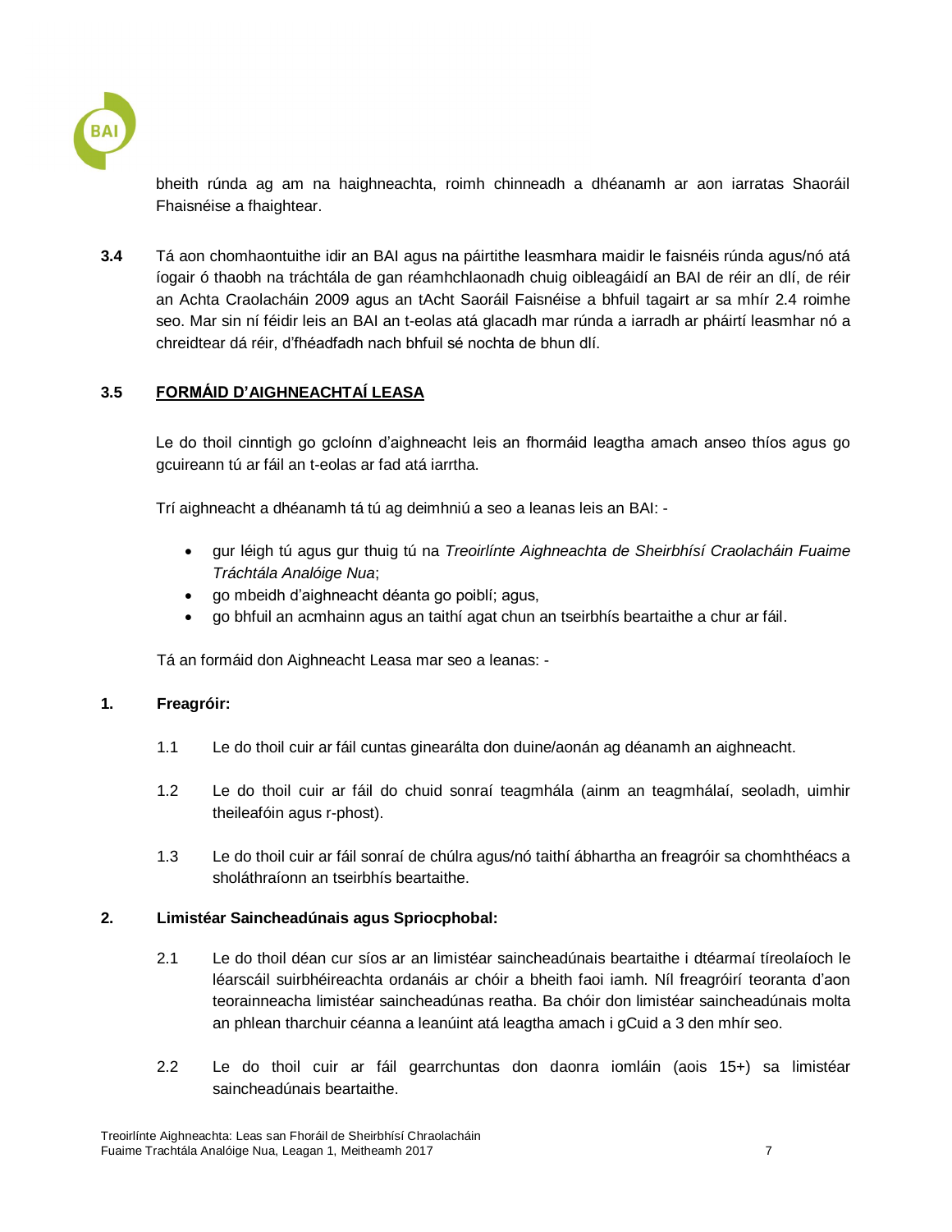bheith rúnda ag am na haighneachta, roimh chinneadh a dhéanamh ar aon iarratas Shaoráil Fhaisnéise a fhaightear.

**3.4** Tá aon chomhaontuithe idir an BAI agus na páirtithe leasmhara maidir le faisnéis rúnda agus/nó atá íogair ó thaobh na tráchtála de gan réamhchlaonadh chuig oibleagáidí an BAI de réir an dlí, de réir an Achta Craolacháin 2009 agus an tAcht Saoráil Faisnéise a bhfuil tagairt ar sa mhír 2.4 roimhe seo. Mar sin ní féidir leis an BAI an t-eolas atá glacadh mar rúnda a iarradh ar pháirtí leasmhar nó a chreidtear dá réir, d'fhéadfadh nach bhfuil sé nochta de bhun dlí.

## 3.5 FORMÁID D'AIGHNEACHTAÍ LEASA

Le do thoil cinntigh go gcloínn d'aighneacht leis an fhormáid leagtha amach anseo thíos agus go gcuireann tú ar fáil an t-eolas ar fad atá iarrtha.

Trí aighneacht a dhéanamh tá tú ag deimhniú a seo a leanas leis an BAI: -

- gur léigh tú agus gur thuig tú na *Treoirlínte Aighneachta de Sheirbhísí Craolacháin Fuaime Tráchtála Analóige Nua*;
- go mbeidh d'aighneacht déanta go poiblí; agus,
- go bhfuil an acmhainn agus an taithí agat chun an tseirbhís beartaithe a chur ar fáil.

Tá an formáid don Aighneacht Leasa mar seo a leanas: -

**1. Freagróir:**

1.1 Le do thoil cuir ar fáil cuntas ginearálta don duine/aonán ag déanamh an aighneacht.

1.2 Le do thoil cuir ar fáil do chuid sonraí teagmhála (ainm an teagmhálaí, seoladh, uimhir theileafóin agus r-phost).

1.3 Le do thoil cuir ar fáil sonraí de chúlra agus/nó taithí ábhartha an freagróir sa chomhthéacs a sholáthraíonn an tseirbhís beartaithe.

**2. Limistéar Saincheadúnais agus Spriocphobal:**

2.1 Le do thoil déan cur síos ar an limistéar saincheadúnais beartaithe i dtéarmaí tíreolaíoch le léarscáil suirbhéireachta ordanáis ar chóir a bheith faoi iamh. Níl freagróirí teoranta d'aon teorainneacha limistéar saincheadúnas reatha. Ba chóir don limistéar saincheadúnais molta an phlean tharchuir céanna a leanúint atá leagtha amach i gCuid a 3 den mhír seo.

2.2 Le do thoil cuir ar fáil gearrchuntas don daonra iomláin (aois 15+) sa limistéar saincheadúnais beartaithe.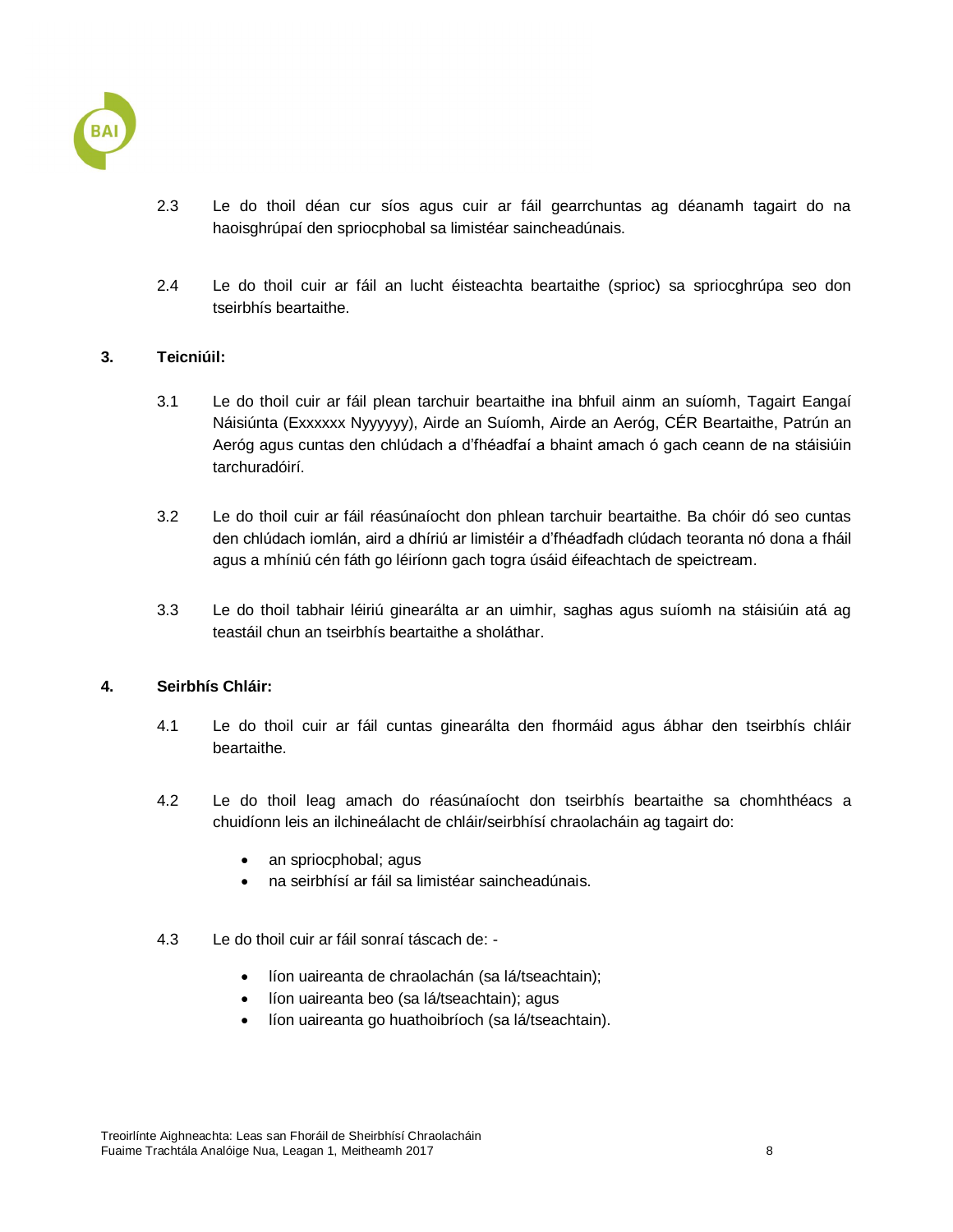2.3 Le do thoil déan cur síos agus cuir ar fáil gearrchuntas ag déanamh tagairt do na haoisghrúpaí den spriocphobal sa limistéar saincheadúnais.

2.4 Le do thoil cuir ar fáil an lucht éisteachta beartaithe (sprioc) sa spriocghrúpa seo don tseirbhís beartaithe.

## 3. Teicniúil:

3.1 Le do thoil cuir ar fáil plean tarchuir beartaithe ina bhfuil ainm an suíomh, Tagairt Eangaí Náisiúnta (Exxxxxx Nyyyyyy), Airde an Suíomh, Airde an Aeróg, CÉR Beartaithe, Patrún an Aeróg agus cuntas den chlúdach a d'fhéadfaí a bhaint amach ó gach ceann de na stáisiúin tarchuradóirí.

3.2 Le do thoil cuir ar fáil réasúnaíocht don phlean tarchuir beartaithe. Ba chóir dó seo cuntas den chlúdach iomlán, aird a dhíriú ar limistéir a d'fhéadfadh clúdach teoranta nó dona a fháil agus a mhíniú cén fáth go léiríonn gach togra úsáid éifeachtach de speictream.

3.3 Le do thoil tabhair léiriú ginearálta ar an uimhir, saghas agus suíomh na stáisiúin atá ag teastáil chun an tseirbhís beartaithe a sholáthar.

## 4. Seirbhís Chláir:

4.1 Le do thoil cuir ar fáil cuntas ginearálta den fhormáid agus ábhar den tseirbhís chláir beartaithe.

4.2 Le do thoil leag amach do réasúnaíocht don tseirbhís beartaithe sa chomhthéacs a chuidíonn leis an ilchineálacht de chláir/seirbhísí chraolacháin ag tagairt do:

- an spriocphobal; agus
- na seirbhísí ar fáil sa limistéar saincheadúnais.

4.3 Le do thoil cuir ar fáil sonraí táscach de: -

- líon uaireanta de chraolachán (sa lá/tseachtain);
- líon uaireanta beo (sa lá/tseachtain); agus
- líon uaireanta go huathoibríoch (sa lá/tseachtain).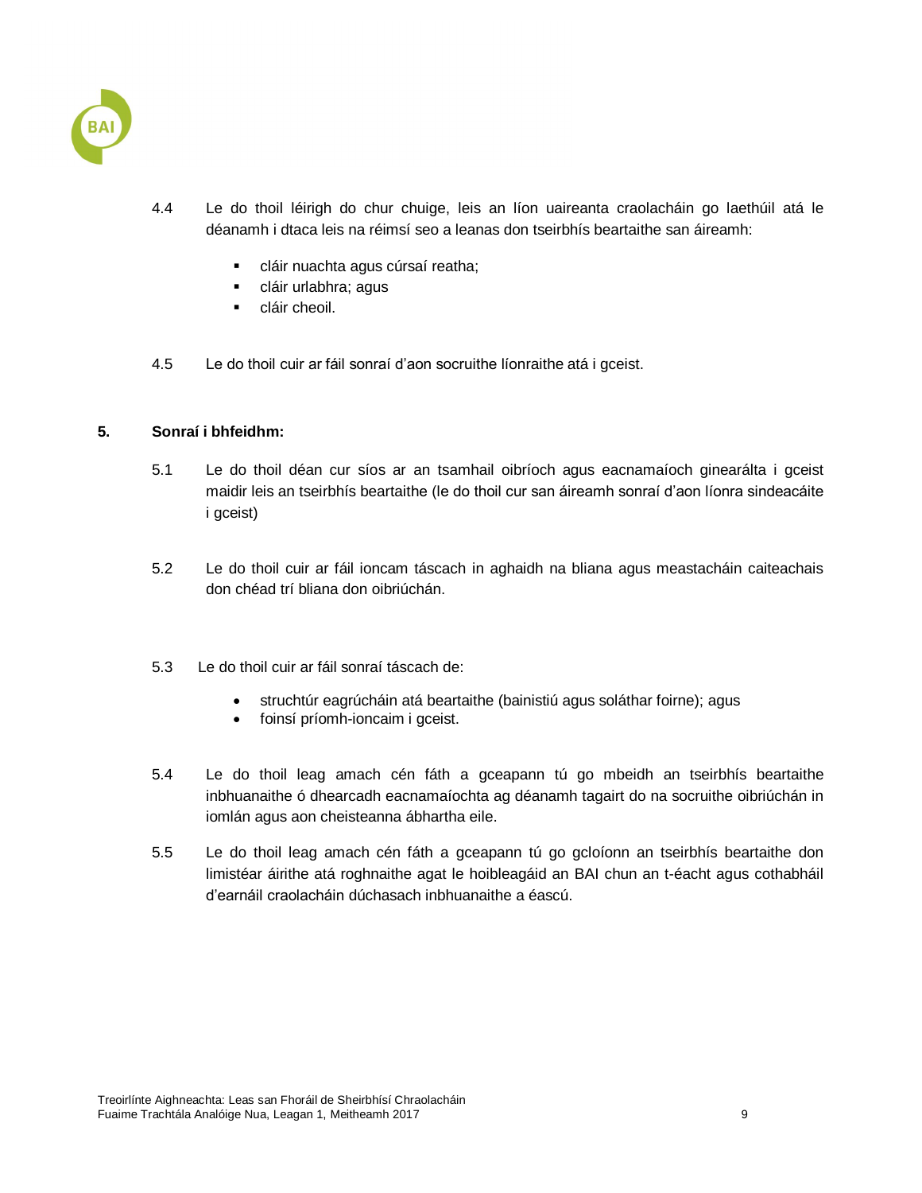4.4 Le do thoil léirigh do chur chuige, leis an líon uaireanta craolacháin go laethúil atá le déanamh i dtaca leis na réimsí seo a leanas don tseirbhís beartaithe san áireamh:

- cláir nuachta agus cúrsaí reatha;
- cláir urlabhra; agus
- cláir cheoil.

4.5 Le do thoil cuir ar fáil sonraí d'aon socruithe líonraithe atá i gceist.

## 5. Sonraí i bhfeidhm:

5.1 Le do thoil déan cur síos ar an tsamhail oibríoch agus eacnamaíoch ginearálta i gceist maidir leis an tseirbhís beartaithe (le do thoil cur san áireamh sonraí d'aon líonra sindeacáite i gceist)

5.2 Le do thoil cuir ar fáil ioncam táscach in aghaidh na bliana agus meastacháin caiteachais don chéad trí bliana don oibriúchán.

5.3 Le do thoil cuir ar fáil sonraí táscach de:

- struchtúr eagrúcháin atá beartaithe (bainistiú agus soláthar foirne); agus
- foinsí príomh-ioncaim i gceist.

5.4 Le do thoil leag amach cén fáth a gceapann tú go mbeidh an tseirbhís beartaithe inbhuanaithe ó dhearcadh eacnamaíochta ag déanamh tagairt do na socruithe oibriúchán in iomlán agus aon cheisteanna ábhartha eile.

5.5 Le do thoil leag amach cén fáth a gceapann tú go gcloíonn an tseirbhís beartaithe don limistéar áirithe atá roghnaithe agat le hoibleagáid an BAI chun an t-éacht agus cothabháil d'earnáil craolacháin dúchasach inbhuanaithe a éascú.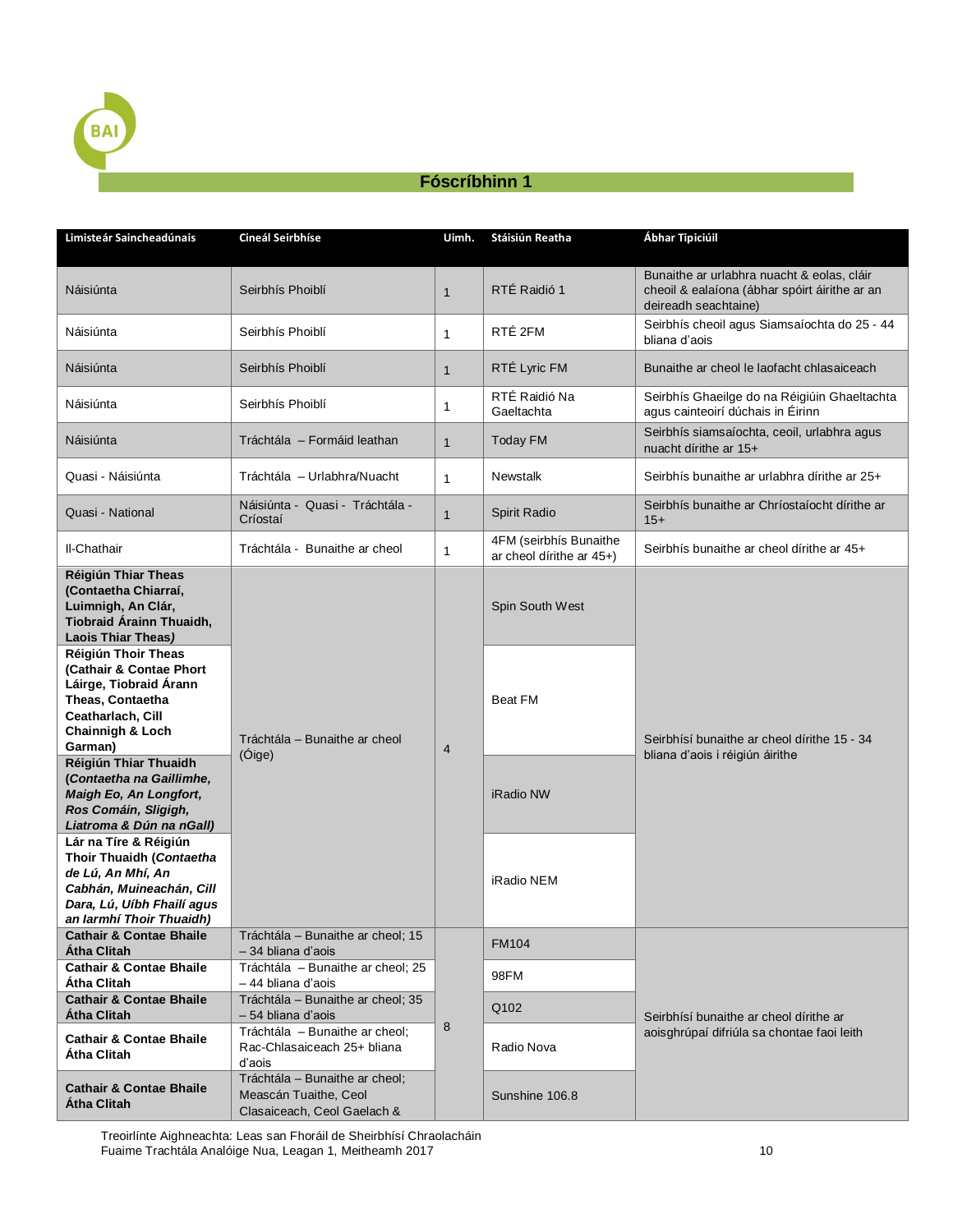## Fóscríbhinn 1

| Limisteár Saincheadúnais | Cineál Seirbhíse | Uimh. | Stáisiún Reatha | Ábhar Tipiciúil |
|---|---|---|---|---|
| Náisiúnta | Seirbhís Phoiblí | 1 | RTÉ Raidió 1 | Bunaithe ar urlabhra nuacht & eolas, cláir cheoil & ealaíona (ábhar spóirt áirithe ar an deireadh seachtaine) |
| Náisiúnta | Seirbhís Phoiblí | 1 | RTÉ 2FM | Seirbhís cheoil agus Siamsaíochta do 25 - 44 bliana d'aois |
| Náisiúnta | Seirbhís Phoiblí | 1 | RTÉ Lyric FM | Bunaithe ar cheol le laofacht chlasaiceach |
| Náisiúnta | Seirbhís Phoiblí | 1 | RTÉ Raidió Na Gaeltachta | Seirbhís Ghaeilge do na Réigiúin Ghaeltachta agus cainteoirí dúchais in Éirinn |
| Náisiúnta | Tráchtála – Formáid leathan | 1 | Today FM | Seirbhís siamsaíochta, ceoil, urlabhra agus nuacht dírithe ar 15+ |
| Quasi - Náisiúnta | Tráchtála – Urlabhra/Nuacht | 1 | Newstalk | Seirbhís bunaithe ar urlabhra dírithe ar 25+ |
| Quasi - National | Náisiúnta - Quasi - Tráchtála - Críostaí | 1 | Spirit Radio | Seirbhís bunaithe ar Chríostaíocht dírithe ar 15+ |
| Il-Chathair | Tráchtála - Bunaithe ar cheol | 1 | 4FM (seirbhís Bunaithe ar cheol dírithe ar 45+) | Seirbhís bunaithe ar cheol dírithe ar 45+ |
| **Réigiún Thiar Theas (Contaetha Chiarraí, Luimnigh, An Clár, Tiobraid Árainn Thuaidh, Laois Thiar Theas)** | Tráchtála – Bunaithe ar cheol (Óige) | 4 | Spin South West | Seirbhísí bunaithe ar cheol dírithe 15 - 34 bliana d'aois i réigiúin áirithe |
| **Réigiún Thoir Theas (Cathair & Contae Phort Láirge, Tiobraid Árann Theas, Contaetha Ceatharlach, Cill Chainnigh & Loch Garman)** | | | Beat FM | |
| **Réigiún Thiar Thuaidh (*Contaetha na Gaillimhe, Maigh Eo, An Longfort, Ros Comáin, Sligigh, Liatroma & Dún na nGall*)** | | | iRadio NW | |
| **Lár na Tíre & Réigiún Thoir Thuaidh (*Contaetha de Lú, An Mhí, An Cabhán, Muineachán, Cill Dara, Lú, Uíbh Fhailí agus an Iarmhí Thoir Thuaidh*)** | | | iRadio NEM | |
| **Cathair & Contae Bhaile Átha Cliath** | Tráchtála – Bunaithe ar cheol; 15 – 34 bliana d'aois | 8 | FM104 | Seirbhísí bunaithe ar cheol dírithe ar aoisghrúpaí difriúla sa chontae faoi leith |
| **Cathair & Contae Bhaile Átha Cliath** | Tráchtála – Bunaithe ar cheol; 25 – 44 bliana d'aois | | 98FM | |
| **Cathair & Contae Bhaile Átha Cliath** | Tráchtála – Bunaithe ar cheol; 35 – 54 bliana d'aois | | Q102 | |
| **Cathair & Contae Bhaile Átha Cliath** | Tráchtála – Bunaithe ar cheol; Rac-Chlasaiceach 25+ bliana d'aois | | Radio Nova | |
| **Cathair & Contae Bhaile Átha Cliath** | Tráchtála – Bunaithe ar cheol; Meascán Tuaithe, Ceol Clasaiceach, Ceol Gaelach & | | Sunshine 106.8 | |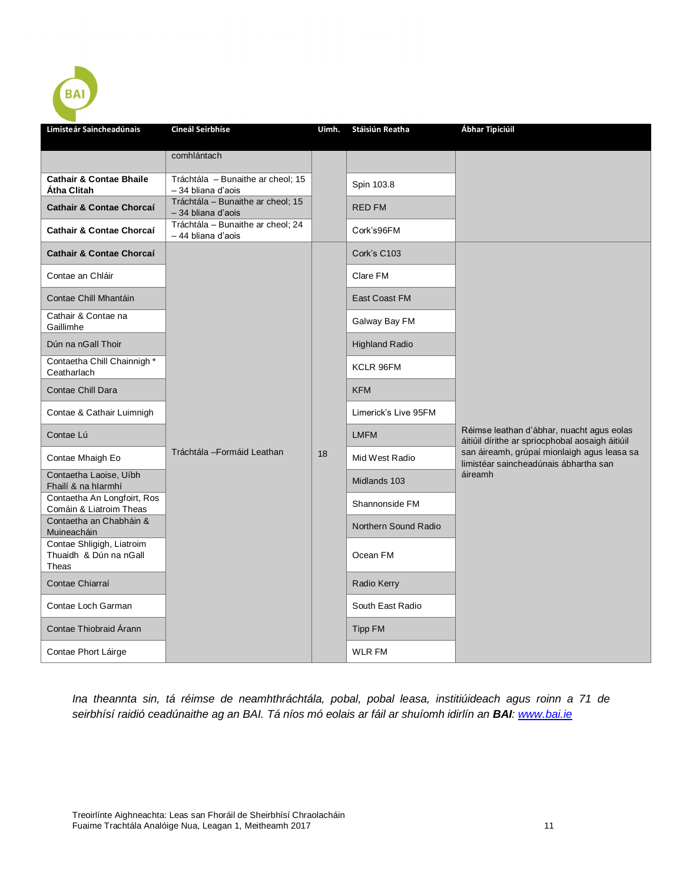| Limisteár Saincheadúnais | Cineál Seirbhíse | Uimh. | Stáisiún Reatha | Ábhar Tipiciúil |
|---|---|---|---|---|
| | comhlántach | | | |
| **Cathair & Contae Bhaile Átha Cliath** | Tráchtála – Bunaithe ar cheol; 15 – 34 bliana d'aois | | Spin 103.8 | |
| **Cathair & Contae Chorcaí** | Tráchtála – Bunaithe ar cheol; 15 – 34 bliana d'aois | | RED FM | |
| **Cathair & Contae Chorcaí** | Tráchtála – Bunaithe ar cheol; 24 – 44 bliana d'aois | | Cork's96FM | |
| **Cathair & Contae Chorcaí** | Tráchtála –Formáid Leathan | 18 | Cork's C103 | Réimse leathan d'ábhar, nuacht agus eolas áitiúil dírithe ar spriocphobal aosaigh áitiúil san áireamh, grúpaí mionlaigh agus leasa sa limistéar saincheadúnais ábhartha san áireamh |
| Contae an Chláir | | | Clare FM | |
| Contae Chill Mhantáin | | | East Coast FM | |
| Cathair & Contae na Gaillimhe | | | Galway Bay FM | |
| Dún na nGall Thoir | | | Highland Radio | |
| Contaetha Chill Chainnigh * Ceatharlach | | | KCLR 96FM | |
| Contae Chill Dara | | | KFM | |
| Contae & Cathair Luimnigh | | | Limerick's Live 95FM | |
| Contae Lú | | | LMFM | |
| Contae Mhaigh Eo | | | Mid West Radio | |
| Contaetha Laoise, Uíbh Fhailí & na hIarmhí | | | Midlands 103 | |
| Contaetha An Longfoirt, Ros Comáin & Liatroim Theas | | | Shannonside FM | |
| Contaetha an Chabháin & Muineacháin | | | Northern Sound Radio | |
| Contae Shligigh, Liatroim Thuaidh & Dún na nGall Theas | | | Ocean FM | |
| Contae Chiarraí | | | Radio Kerry | |
| Contae Loch Garman | | | South East Radio | |
| Contae Thiobraid Árann | | | Tipp FM | |
| Contae Phort Láirge | | | WLR FM | |

*Ina theannta sin, tá réimse de neamhthráchtála, pobal, pobal leasa, institiúideach agus roinn a 71 de seirbhísí raidió ceadúnaithe ag an BAI. Tá níos mó eolais ar fáil ar shuíomh idirlín an **BAI**: [www.bai.ie](http://www.bai.ie)*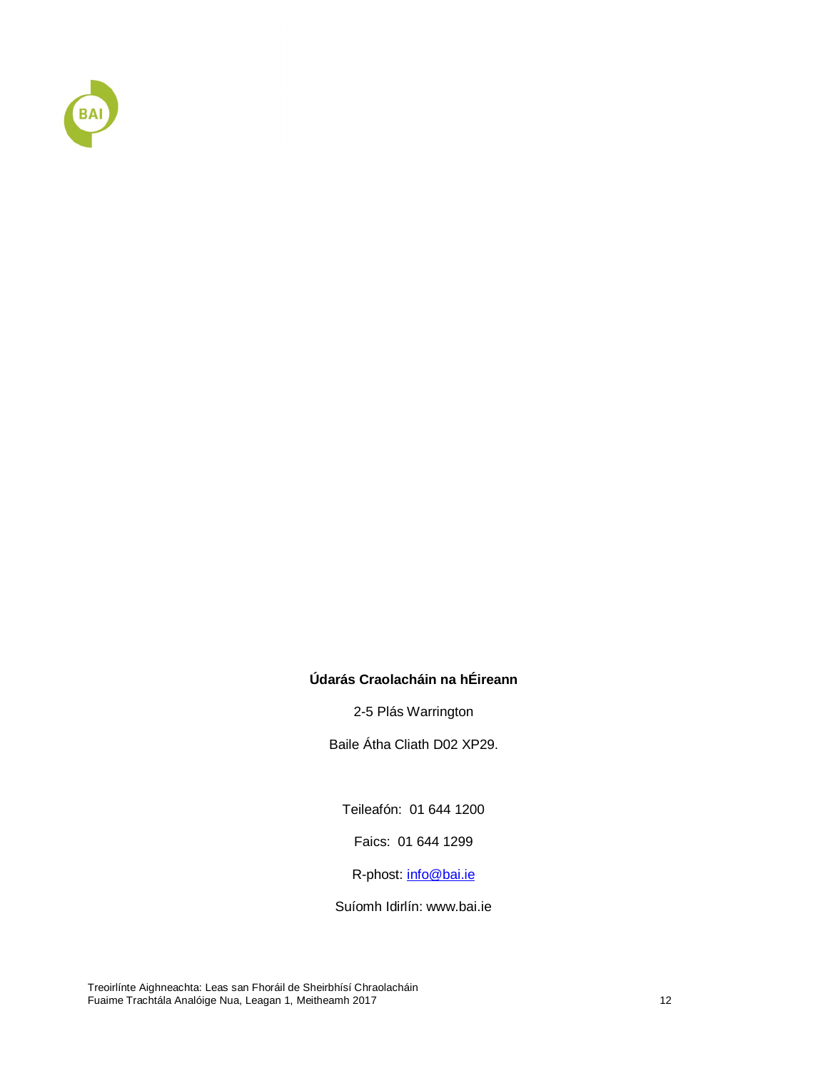**Údarás Craolacháin na hÉireann**

2-5 Plás Warrington

Baile Átha Cliath D02 XP29.

Teileafón: 01 644 1200

Faics: 01 644 1299

R-phost: info@bai.ie

Suíomh Idirlín: www.bai.ie